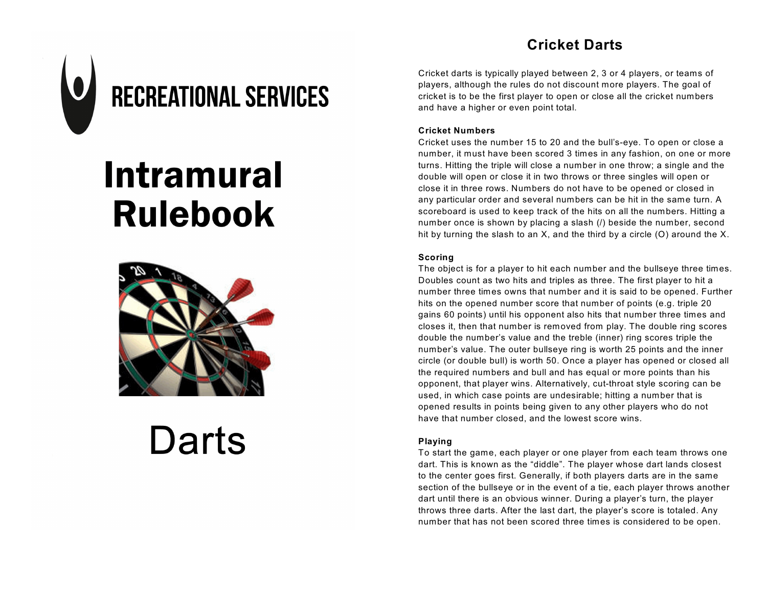# RECREATIONAL SERVICES

# Intramural Rulebook

# Darts

## Cricket Darts

Cricket darts is typically played between 2, 3 or 4 players, or teams of players, although the rules do not discount more players. The goal of cricket is to be the first player to open or close all the cricket numbers and have a higher or even point total.

**Cricket Numbers**

Cricket uses the number 15 to 20 and the bull's-eye. To open or close a number, it must have been scored 3 times in any fashion, on one or more turns. Hitting the triple will close a number in one throw; a single and the double will open or close it in two throws or three singles will open or close it in three rows. Numbers do not have to be opened or closed in any particular order and several numbers can be hit in the same turn. A scoreboard is used to keep track of the hits on all the numbers. Hitting a number once is shown by placing a slash (/) beside the number, second hit by turning the slash to an X, and the third by a circle (O) around the X.

**Scoring**

The object is for a player to hit each number and the bullseye three times. Doubles count as two hits and triples as three. The first player to hit a number three times owns that number and it is said to be opened. Further hits on the opened number score that number of points (e.g. triple 20 gains 60 points) until his opponent also hits that number three times and closes it, then that number is removed from play. The double ring scores double the number's value and the treble (inner) ring scores triple the number's value. The outer bullseye ring is worth 25 points and the inner circle (or double bull) is worth 50. Once a player has opened or closed all the required numbers and bull and has equal or more points than his opponent, that player wins. Alternatively, cut-throat style scoring can be used, in which case points are undesirable; hitting a number that is opened results in points being given to any other players who do not have that number closed, and the lowest score wins.

**Playing**

To start the game, each player or one player from each team throws one dart. This is known as the "diddle". The player whose dart lands closest to the center goes first. Generally, if both players darts are in the same section of the bullseye or in the event of a tie, each player throws another dart until there is an obvious winner. During a player's turn, the player throws three darts. After the last dart, the player's score is totaled. Any number that has not been scored three times is considered to be open.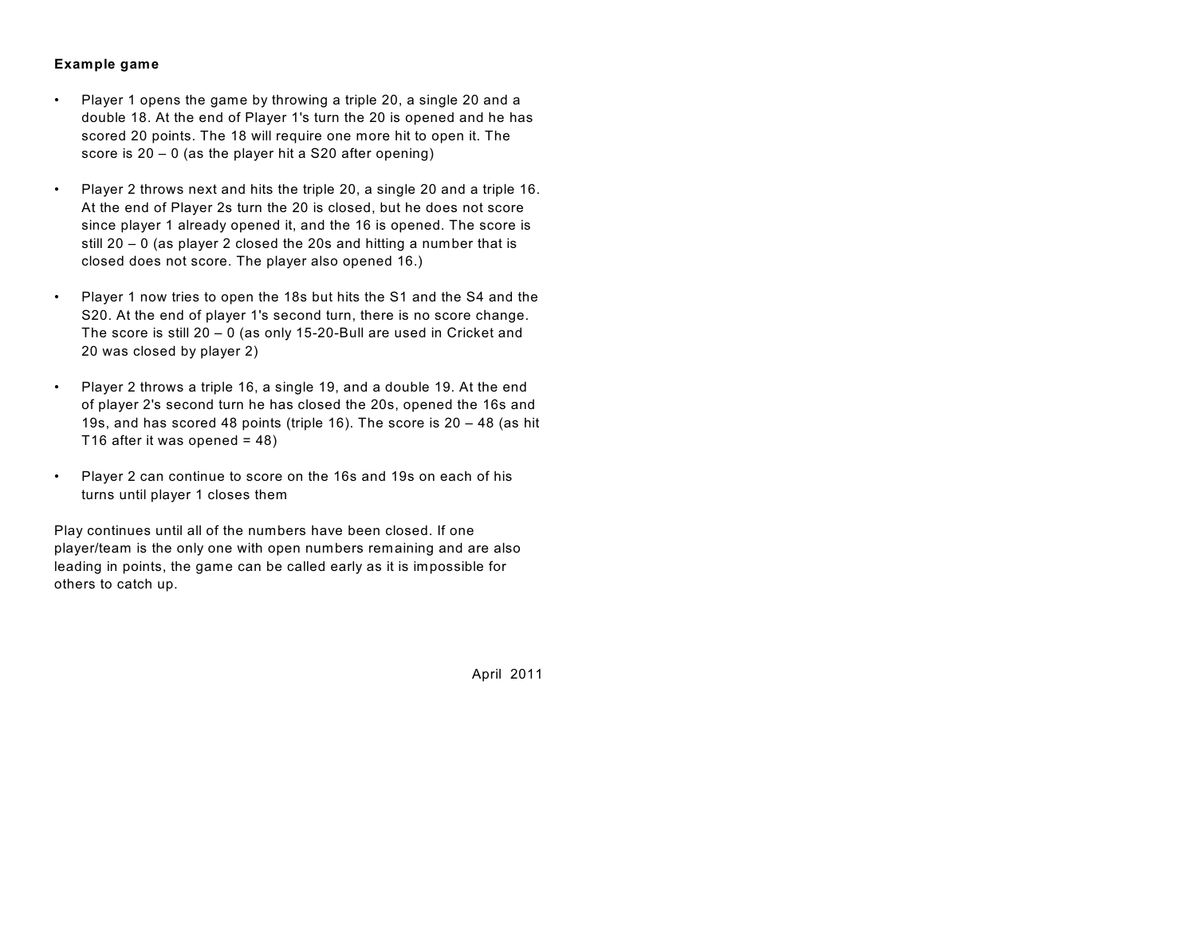**Example game**

- Player 1 opens the game by throwing a triple 20, a single 20 and a double 18. At the end of Player 1's turn the 20 is opened and he has scored 20 points. The 18 will require one more hit to open it. The score is 20 – 0 (as the player hit a S20 after opening)

- Player 2 throws next and hits the triple 20, a single 20 and a triple 16. At the end of Player 2s turn the 20 is closed, but he does not score since player 1 already opened it, and the 16 is opened. The score is still 20 – 0 (as player 2 closed the 20s and hitting a number that is closed does not score. The player also opened 16.)

- Player 1 now tries to open the 18s but hits the S1 and the S4 and the S20. At the end of player 1's second turn, there is no score change. The score is still 20 – 0 (as only 15-20-Bull are used in Cricket and 20 was closed by player 2)

- Player 2 throws a triple 16, a single 19, and a double 19. At the end of player 2's second turn he has closed the 20s, opened the 16s and 19s, and has scored 48 points (triple 16). The score is 20 – 48 (as hit T16 after it was opened = 48)

- Player 2 can continue to score on the 16s and 19s on each of his turns until player 1 closes them

Play continues until all of the numbers have been closed. If one player/team is the only one with open numbers remaining and are also leading in points, the game can be called early as it is impossible for others to catch up.

April 2011